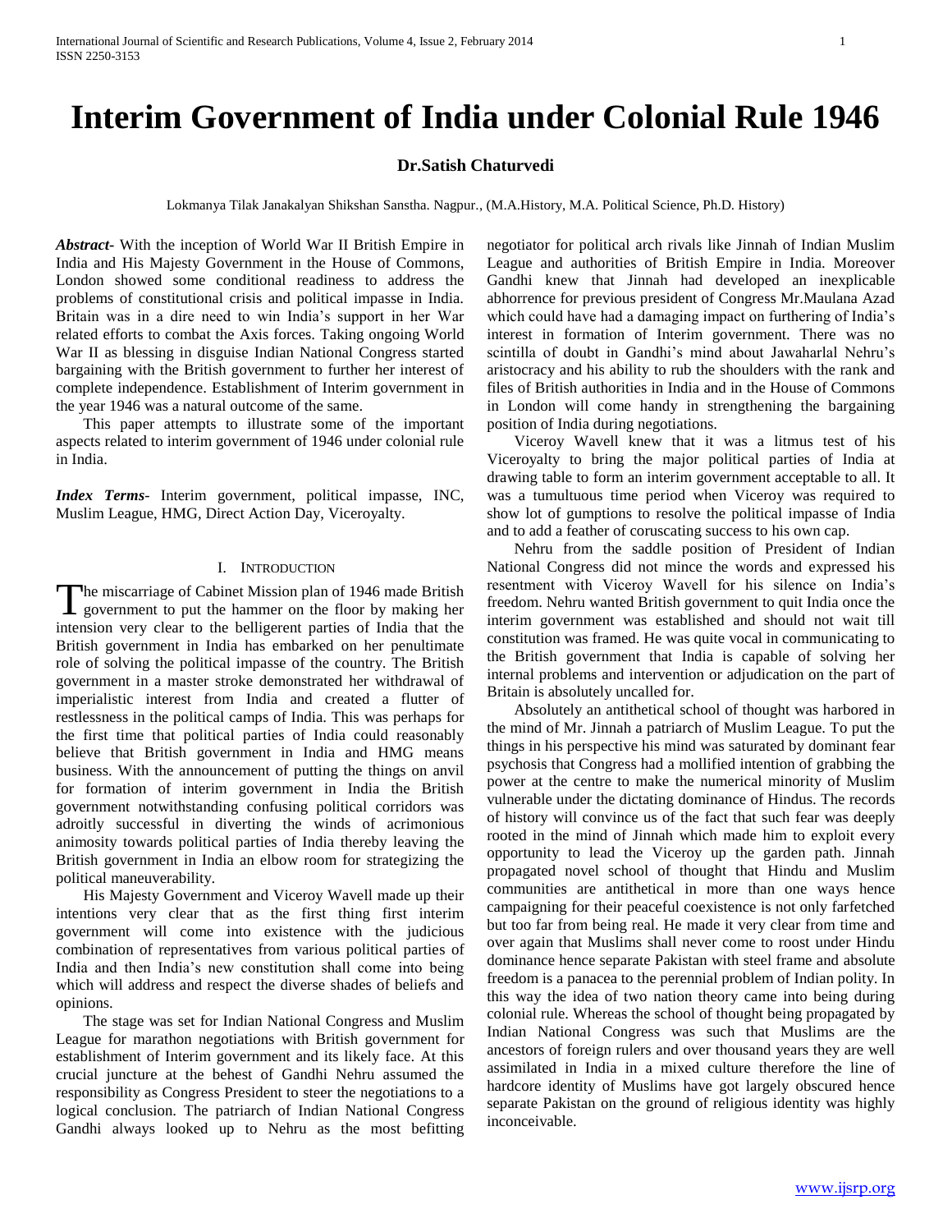# Interim Government of India under Colonial Rule 1946

**Dr.Satish Chaturvedi**

Lokmanya Tilak Janakalyan Shikshan Sanstha. Nagpur., (M.A.History, M.A. Political Science, Ph.D. History)

***Abstract***- With the inception of World War II British Empire in India and His Majesty Government in the House of Commons, London showed some conditional readiness to address the problems of constitutional crisis and political impasse in India. Britain was in a dire need to win India's support in her War related efforts to combat the Axis forces. Taking ongoing World War II as blessing in disguise Indian National Congress started bargaining with the British government to further her interest of complete independence. Establishment of Interim government in the year 1946 was a natural outcome of the same.

This paper attempts to illustrate some of the important aspects related to interim government of 1946 under colonial rule in India.

***Index Terms***- Interim government, political impasse, INC, Muslim League, HMG, Direct Action Day, Viceroyalty.

## I. Introduction

The miscarriage of Cabinet Mission plan of 1946 made British government to put the hammer on the floor by making her intension very clear to the belligerent parties of India that the British government in India has embarked on her penultimate role of solving the political impasse of the country. The British government in a master stroke demonstrated her withdrawal of imperialistic interest from India and created a flutter of restlessness in the political camps of India. This was perhaps for the first time that political parties of India could reasonably believe that British government in India and HMG means business. With the announcement of putting the things on anvil for formation of interim government in India the British government notwithstanding confusing political corridors was adroitly successful in diverting the winds of acrimonious animosity towards political parties of India thereby leaving the British government in India an elbow room for strategizing the political maneuverability.

His Majesty Government and Viceroy Wavell made up their intentions very clear that as the first thing first interim government will come into existence with the judicious combination of representatives from various political parties of India and then India's new constitution shall come into being which will address and respect the diverse shades of beliefs and opinions.

The stage was set for Indian National Congress and Muslim League for marathon negotiations with British government for establishment of Interim government and its likely face. At this crucial juncture at the behest of Gandhi Nehru assumed the responsibility as Congress President to steer the negotiations to a logical conclusion. The patriarch of Indian National Congress Gandhi always looked up to Nehru as the most befitting negotiator for political arch rivals like Jinnah of Indian Muslim League and authorities of British Empire in India. Moreover Gandhi knew that Jinnah had developed an inexplicable abhorrence for previous president of Congress Mr.Maulana Azad which could have had a damaging impact on furthering of India's interest in formation of Interim government. There was no scintilla of doubt in Gandhi's mind about Jawaharlal Nehru's aristocracy and his ability to rub the shoulders with the rank and files of British authorities in India and in the House of Commons in London will come handy in strengthening the bargaining position of India during negotiations.

Viceroy Wavell knew that it was a litmus test of his Viceroyalty to bring the major political parties of India at drawing table to form an interim government acceptable to all. It was a tumultuous time period when Viceroy was required to show lot of gumptions to resolve the political impasse of India and to add a feather of coruscating success to his own cap.

Nehru from the saddle position of President of Indian National Congress did not mince the words and expressed his resentment with Viceroy Wavell for his silence on India's freedom. Nehru wanted British government to quit India once the interim government was established and should not wait till constitution was framed. He was quite vocal in communicating to the British government that India is capable of solving her internal problems and intervention or adjudication on the part of Britain is absolutely uncalled for.

Absolutely an antithetical school of thought was harbored in the mind of Mr. Jinnah a patriarch of Muslim League. To put the things in his perspective his mind was saturated by dominant fear psychosis that Congress had a mollified intention of grabbing the power at the centre to make the numerical minority of Muslim vulnerable under the dictating dominance of Hindus. The records of history will convince us of the fact that such fear was deeply rooted in the mind of Jinnah which made him to exploit every opportunity to lead the Viceroy up the garden path. Jinnah propagated novel school of thought that Hindu and Muslim communities are antithetical in more than one ways hence campaigning for their peaceful coexistence is not only farfetched but too far from being real. He made it very clear from time and over again that Muslims shall never come to roost under Hindu dominance hence separate Pakistan with steel frame and absolute freedom is a panacea to the perennial problem of Indian polity. In this way the idea of two nation theory came into being during colonial rule. Whereas the school of thought being propagated by Indian National Congress was such that Muslims are the ancestors of foreign rulers and over thousand years they are well assimilated in India in a mixed culture therefore the line of hardcore identity of Muslims have got largely obscured hence separate Pakistan on the ground of religious identity was highly inconceivable.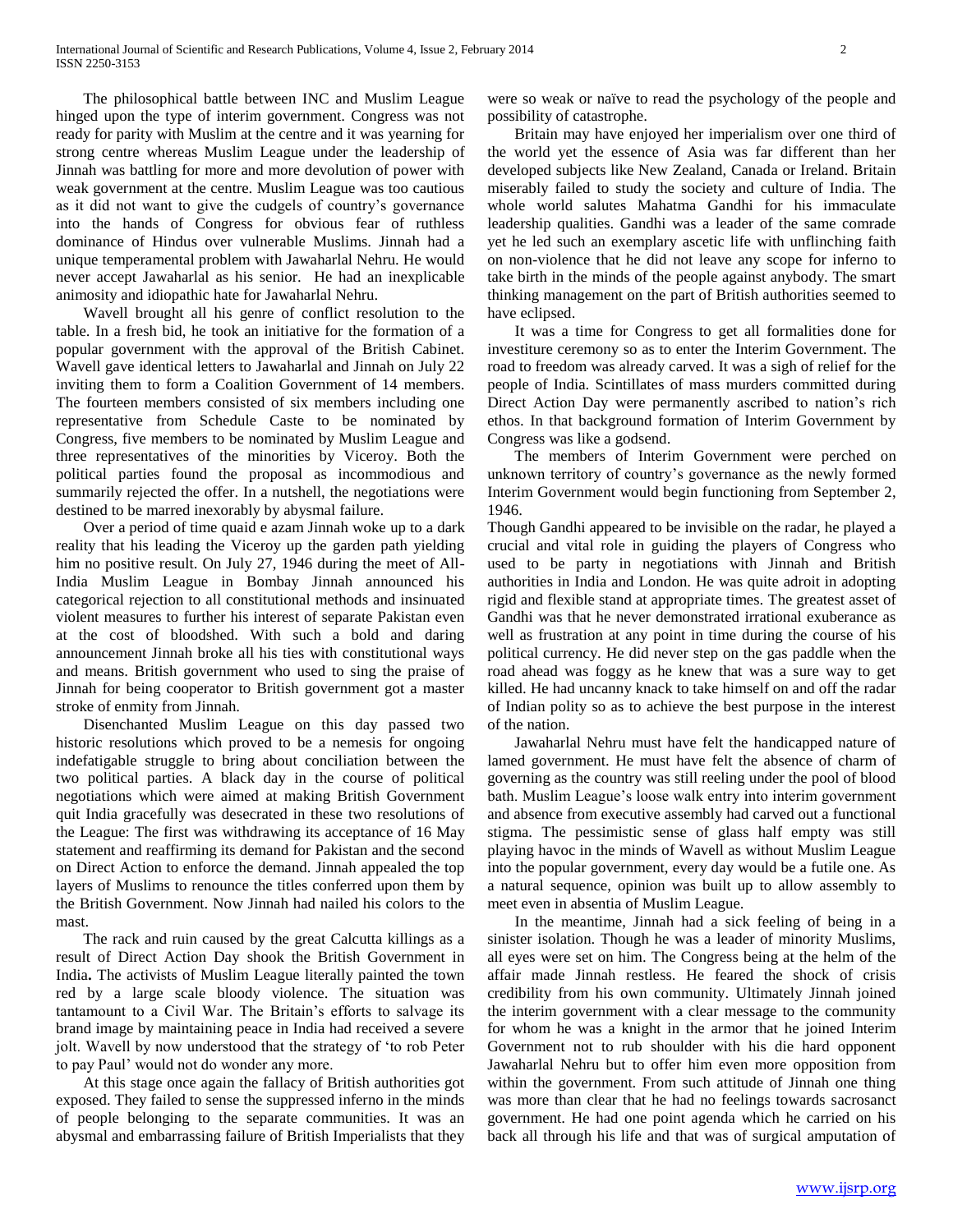The philosophical battle between INC and Muslim League hinged upon the type of interim government. Congress was not ready for parity with Muslim at the centre and it was yearning for strong centre whereas Muslim League under the leadership of Jinnah was battling for more and more devolution of power with weak government at the centre. Muslim League was too cautious as it did not want to give the cudgels of country's governance into the hands of Congress for obvious fear of ruthless dominance of Hindus over vulnerable Muslims. Jinnah had a unique temperamental problem with Jawaharlal Nehru. He would never accept Jawaharlal as his senior. He had an inexplicable animosity and idiopathic hate for Jawaharlal Nehru.

Wavell brought all his genre of conflict resolution to the table. In a fresh bid, he took an initiative for the formation of a popular government with the approval of the British Cabinet. Wavell gave identical letters to Jawaharlal and Jinnah on July 22 inviting them to form a Coalition Government of 14 members. The fourteen members consisted of six members including one representative from Schedule Caste to be nominated by Congress, five members to be nominated by Muslim League and three representatives of the minorities by Viceroy. Both the political parties found the proposal as incommodious and summarily rejected the offer. In a nutshell, the negotiations were destined to be marred inexorably by abysmal failure.

Over a period of time quaid e azam Jinnah woke up to a dark reality that his leading the Viceroy up the garden path yielding him no positive result. On July 27, 1946 during the meet of All-India Muslim League in Bombay Jinnah announced his categorical rejection to all constitutional methods and insinuated violent measures to further his interest of separate Pakistan even at the cost of bloodshed. With such a bold and daring announcement Jinnah broke all his ties with constitutional ways and means. British government who used to sing the praise of Jinnah for being cooperator to British government got a master stroke of enmity from Jinnah.

Disenchanted Muslim League on this day passed two historic resolutions which proved to be a nemesis for ongoing indefatigable struggle to bring about conciliation between the two political parties. A black day in the course of political negotiations which were aimed at making British Government quit India gracefully was desecrated in these two resolutions of the League: The first was withdrawing its acceptance of 16 May statement and reaffirming its demand for Pakistan and the second on Direct Action to enforce the demand. Jinnah appealed the top layers of Muslims to renounce the titles conferred upon them by the British Government. Now Jinnah had nailed his colors to the mast.

The rack and ruin caused by the great Calcutta killings as a result of Direct Action Day shook the British Government in India**.** The activists of Muslim League literally painted the town red by a large scale bloody violence. The situation was tantamount to a Civil War. The Britain's efforts to salvage its brand image by maintaining peace in India had received a severe jolt. Wavell by now understood that the strategy of 'to rob Peter to pay Paul' would not do wonder any more.

At this stage once again the fallacy of British authorities got exposed. They failed to sense the suppressed inferno in the minds of people belonging to the separate communities. It was an abysmal and embarrassing failure of British Imperialists that they were so weak or naïve to read the psychology of the people and possibility of catastrophe.

Britain may have enjoyed her imperialism over one third of the world yet the essence of Asia was far different than her developed subjects like New Zealand, Canada or Ireland. Britain miserably failed to study the society and culture of India. The whole world salutes Mahatma Gandhi for his immaculate leadership qualities. Gandhi was a leader of the same comrade yet he led such an exemplary ascetic life with unflinching faith on non-violence that he did not leave any scope for inferno to take birth in the minds of the people against anybody. The smart thinking management on the part of British authorities seemed to have eclipsed.

It was a time for Congress to get all formalities done for investiture ceremony so as to enter the Interim Government. The road to freedom was already carved. It was a sigh of relief for the people of India. Scintillates of mass murders committed during Direct Action Day were permanently ascribed to nation's rich ethos. In that background formation of Interim Government by Congress was like a godsend.

The members of Interim Government were perched on unknown territory of country's governance as the newly formed Interim Government would begin functioning from September 2, 1946.

Though Gandhi appeared to be invisible on the radar, he played a crucial and vital role in guiding the players of Congress who used to be party in negotiations with Jinnah and British authorities in India and London. He was quite adroit in adopting rigid and flexible stand at appropriate times. The greatest asset of Gandhi was that he never demonstrated irrational exuberance as well as frustration at any point in time during the course of his political currency. He did never step on the gas paddle when the road ahead was foggy as he knew that was a sure way to get killed. He had uncanny knack to take himself on and off the radar of Indian polity so as to achieve the best purpose in the interest of the nation.

Jawaharlal Nehru must have felt the handicapped nature of lamed government. He must have felt the absence of charm of governing as the country was still reeling under the pool of blood bath. Muslim League's loose walk entry into interim government and absence from executive assembly had carved out a functional stigma. The pessimistic sense of glass half empty was still playing havoc in the minds of Wavell as without Muslim League into the popular government, every day would be a futile one. As a natural sequence, opinion was built up to allow assembly to meet even in absentia of Muslim League.

In the meantime, Jinnah had a sick feeling of being in a sinister isolation. Though he was a leader of minority Muslims, all eyes were set on him. The Congress being at the helm of the affair made Jinnah restless. He feared the shock of crisis credibility from his own community. Ultimately Jinnah joined the interim government with a clear message to the community for whom he was a knight in the armor that he joined Interim Government not to rub shoulder with his die hard opponent Jawaharlal Nehru but to offer him even more opposition from within the government. From such attitude of Jinnah one thing was more than clear that he had no feelings towards sacrosanct government. He had one point agenda which he carried on his back all through his life and that was of surgical amputation of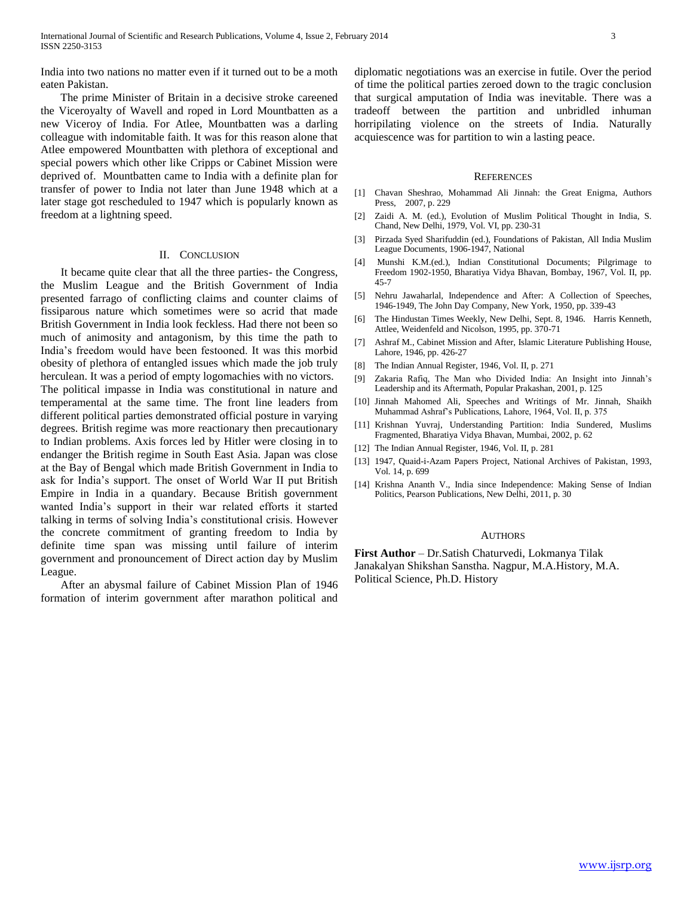India into two nations no matter even if it turned out to be a moth eaten Pakistan.

The prime Minister of Britain in a decisive stroke careened the Viceroyalty of Wavell and roped in Lord Mountbatten as a new Viceroy of India. For Atlee, Mountbatten was a darling colleague with indomitable faith. It was for this reason alone that Atlee empowered Mountbatten with plethora of exceptional and special powers which other like Cripps or Cabinet Mission were deprived of. Mountbatten came to India with a definite plan for transfer of power to India not later than June 1948 which at a later stage got rescheduled to 1947 which is popularly known as freedom at a lightning speed.

## II. Conclusion

It became quite clear that all the three parties- the Congress, the Muslim League and the British Government of India presented farrago of conflicting claims and counter claims of fissiparous nature which sometimes were so acrid that made British Government in India look feckless. Had there not been so much of animosity and antagonism, by this time the path to India's freedom would have been festooned. It was this morbid obesity of plethora of entangled issues which made the job truly herculean. It was a period of empty logomachies with no victors. The political impasse in India was constitutional in nature and temperamental at the same time. The front line leaders from different political parties demonstrated official posture in varying degrees. British regime was more reactionary then precautionary to Indian problems. Axis forces led by Hitler were closing in to endanger the British regime in South East Asia. Japan was close at the Bay of Bengal which made British Government in India to ask for India's support. The onset of World War II put British Empire in India in a quandary. Because British government wanted India's support in their war related efforts it started talking in terms of solving India's constitutional crisis. However the concrete commitment of granting freedom to India by definite time span was missing until failure of interim government and pronouncement of Direct action day by Muslim League.

After an abysmal failure of Cabinet Mission Plan of 1946 formation of interim government after marathon political and diplomatic negotiations was an exercise in futile. Over the period of time the political parties zeroed down to the tragic conclusion that surgical amputation of India was inevitable. There was a tradeoff between the partition and unbridled inhuman horripilating violence on the streets of India. Naturally acquiescence was for partition to win a lasting peace.

## References

[1] Chavan Sheshrao, Mohammad Ali Jinnah: the Great Enigma, Authors Press, 2007, p. 229

[2] Zaidi A. M. (ed.), Evolution of Muslim Political Thought in India, S. Chand, New Delhi, 1979, Vol. VI, pp. 230-31

[3] Pirzada Syed Sharifuddin (ed.), Foundations of Pakistan, All India Muslim League Documents, 1906-1947, National

[4] Munshi K.M.(ed.), Indian Constitutional Documents; Pilgrimage to Freedom 1902-1950, Bharatiya Vidya Bhavan, Bombay, 1967, Vol. II, pp. 45-7

[5] Nehru Jawaharlal, Independence and After: A Collection of Speeches, 1946-1949, The John Day Company, New York, 1950, pp. 339-43

[6] The Hindustan Times Weekly, New Delhi, Sept. 8, 1946. Harris Kenneth, Attlee, Weidenfeld and Nicolson, 1995, pp. 370-71

[7] Ashraf M., Cabinet Mission and After, Islamic Literature Publishing House, Lahore, 1946, pp. 426-27

[8] The Indian Annual Register, 1946, Vol. II, p. 271

[9] Zakaria Rafiq, The Man who Divided India: An Insight into Jinnah's Leadership and its Aftermath, Popular Prakashan, 2001, p. 125

[10] Jinnah Mahomed Ali, Speeches and Writings of Mr. Jinnah, Shaikh Muhammad Ashraf's Publications, Lahore, 1964, Vol. II, p. 375

[11] Krishnan Yuvraj, Understanding Partition: India Sundered, Muslims Fragmented, Bharatiya Vidya Bhavan, Mumbai, 2002, p. 62

[12] The Indian Annual Register, 1946, Vol. II, p. 281

[13] 1947, Quaid-i-Azam Papers Project, National Archives of Pakistan, 1993, Vol. 14, p. 699

[14] Krishna Ananth V., India since Independence: Making Sense of Indian Politics, Pearson Publications, New Delhi, 2011, p. 30

## Authors

**First Author** – Dr.Satish Chaturvedi, Lokmanya Tilak Janakalyan Shikshan Sanstha. Nagpur, M.A.History, M.A. Political Science, Ph.D. History